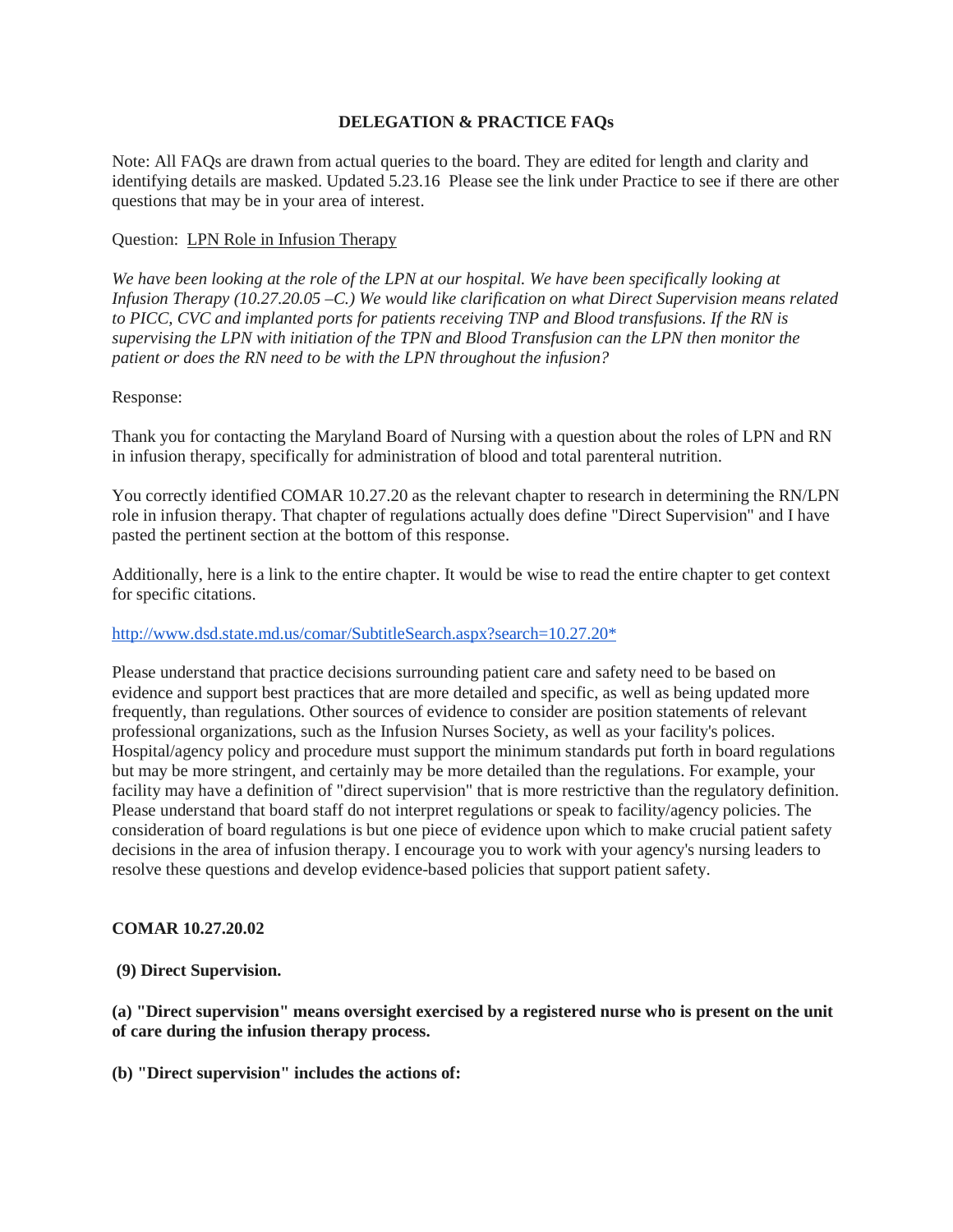# DELEGATION & PRACTICE FAQs

Note: All FAQs are drawn from actual queries to the board. They are edited for length and clarity and identifying details are masked. Updated 5.23.16 Please see the link under Practice to see if there are other questions that may be in your area of interest.

Question: LPN Role in Infusion Therapy

*We have been looking at the role of the LPN at our hospital. We have been specifically looking at Infusion Therapy (10.27.20.05 –C.) We would like clarification on what Direct Supervision means related to PICC, CVC and implanted ports for patients receiving TNP and Blood transfusions. If the RN is supervising the LPN with initiation of the TPN and Blood Transfusion can the LPN then monitor the patient or does the RN need to be with the LPN throughout the infusion?*

Response:

Thank you for contacting the Maryland Board of Nursing with a question about the roles of LPN and RN in infusion therapy, specifically for administration of blood and total parenteral nutrition.

You correctly identified COMAR 10.27.20 as the relevant chapter to research in determining the RN/LPN role in infusion therapy. That chapter of regulations actually does define "Direct Supervision" and I have pasted the pertinent section at the bottom of this response.

Additionally, here is a link to the entire chapter. It would be wise to read the entire chapter to get context for specific citations.

http://www.dsd.state.md.us/comar/SubtitleSearch.aspx?search=10.27.20*

Please understand that practice decisions surrounding patient care and safety need to be based on evidence and support best practices that are more detailed and specific, as well as being updated more frequently, than regulations. Other sources of evidence to consider are position statements of relevant professional organizations, such as the Infusion Nurses Society, as well as your facility's polices. Hospital/agency policy and procedure must support the minimum standards put forth in board regulations but may be more stringent, and certainly may be more detailed than the regulations. For example, your facility may have a definition of "direct supervision" that is more restrictive than the regulatory definition. Please understand that board staff do not interpret regulations or speak to facility/agency policies. The consideration of board regulations is but one piece of evidence upon which to make crucial patient safety decisions in the area of infusion therapy. I encourage you to work with your agency's nursing leaders to resolve these questions and develop evidence-based policies that support patient safety.

**COMAR 10.27.20.02**

**(9) Direct Supervision.**

**(a) "Direct supervision" means oversight exercised by a registered nurse who is present on the unit of care during the infusion therapy process.**

**(b) "Direct supervision" includes the actions of:**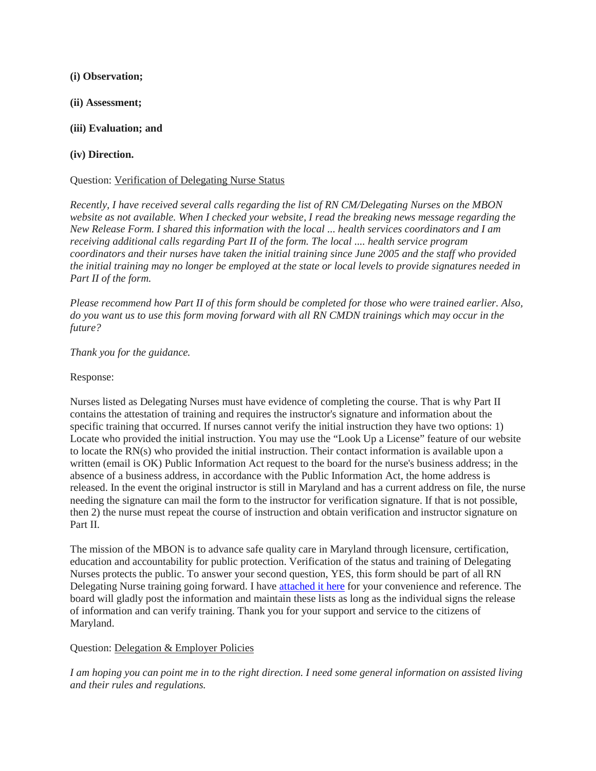**(i) Observation;**

**(ii) Assessment;**

**(iii) Evaluation; and**

**(iv) Direction.**

Question: Verification of Delegating Nurse Status

*Recently, I have received several calls regarding the list of RN CM/Delegating Nurses on the MBON website as not available. When I checked your website, I read the breaking news message regarding the New Release Form. I shared this information with the local ... health services coordinators and I am receiving additional calls regarding Part II of the form. The local .... health service program coordinators and their nurses have taken the initial training since June 2005 and the staff who provided the initial training may no longer be employed at the state or local levels to provide signatures needed in Part II of the form.*

*Please recommend how Part II of this form should be completed for those who were trained earlier. Also, do you want us to use this form moving forward with all RN CMDN trainings which may occur in the future?*

*Thank you for the guidance.*

Response:

Nurses listed as Delegating Nurses must have evidence of completing the course. That is why Part II contains the attestation of training and requires the instructor's signature and information about the specific training that occurred. If nurses cannot verify the initial instruction they have two options: 1) Locate who provided the initial instruction. You may use the "Look Up a License" feature of our website to locate the RN(s) who provided the initial instruction. Their contact information is available upon a written (email is OK) Public Information Act request to the board for the nurse's business address; in the absence of a business address, in accordance with the Public Information Act, the home address is released. In the event the original instructor is still in Maryland and has a current address on file, the nurse needing the signature can mail the form to the instructor for verification signature. If that is not possible, then 2) the nurse must repeat the course of instruction and obtain verification and instructor signature on Part II.

The mission of the MBON is to advance safe quality care in Maryland through licensure, certification, education and accountability for public protection. Verification of the status and training of Delegating Nurses protects the public. To answer your second question, YES, this form should be part of all RN Delegating Nurse training going forward. I have attached it here for your convenience and reference. The board will gladly post the information and maintain these lists as long as the individual signs the release of information and can verify training. Thank you for your support and service to the citizens of Maryland.

Question: Delegation & Employer Policies

*I am hoping you can point me in to the right direction. I need some general information on assisted living and their rules and regulations.*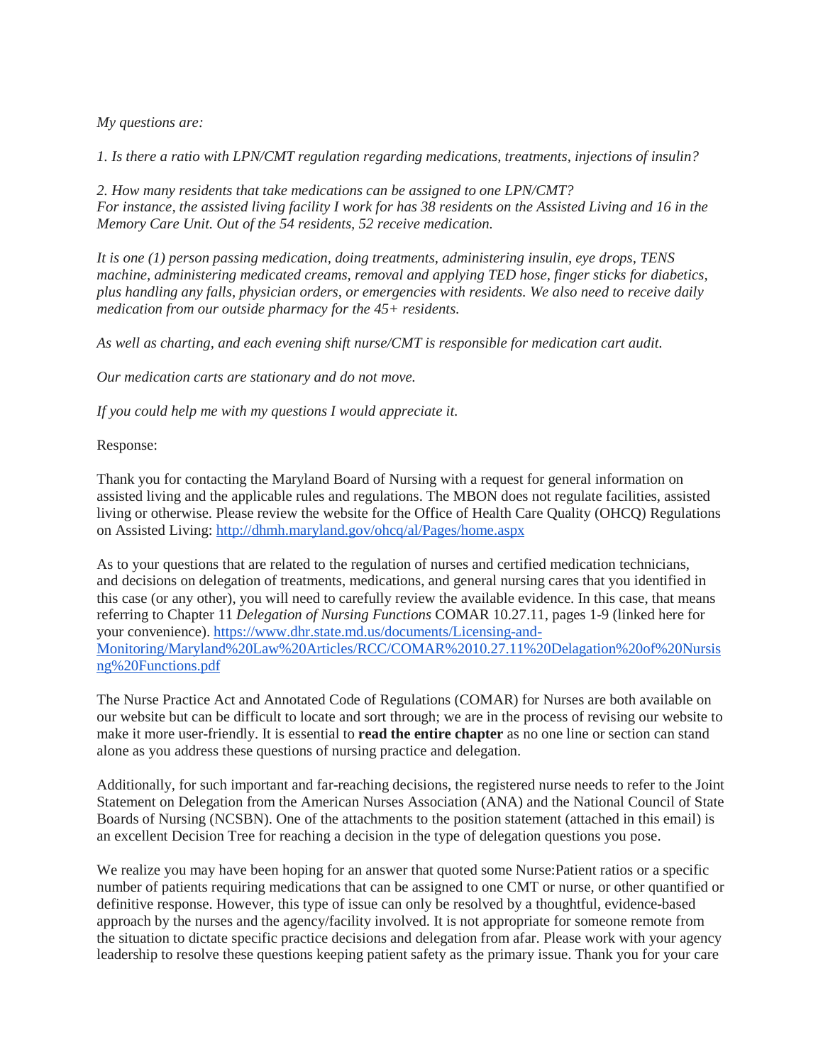*My questions are:*

*1. Is there a ratio with LPN/CMT regulation regarding medications, treatments, injections of insulin?*

*2. How many residents that take medications can be assigned to one LPN/CMT?*
*For instance, the assisted living facility I work for has 38 residents on the Assisted Living and 16 in the Memory Care Unit. Out of the 54 residents, 52 receive medication.*

*It is one (1) person passing medication, doing treatments, administering insulin, eye drops, TENS machine, administering medicated creams, removal and applying TED hose, finger sticks for diabetics, plus handling any falls, physician orders, or emergencies with residents. We also need to receive daily medication from our outside pharmacy for the 45+ residents.*

*As well as charting, and each evening shift nurse/CMT is responsible for medication cart audit.*

*Our medication carts are stationary and do not move.*

*If you could help me with my questions I would appreciate it.*

Response:

Thank you for contacting the Maryland Board of Nursing with a request for general information on assisted living and the applicable rules and regulations. The MBON does not regulate facilities, assisted living or otherwise. Please review the website for the Office of Health Care Quality (OHCQ) Regulations on Assisted Living: http://dhmh.maryland.gov/ohcq/al/Pages/home.aspx

As to your questions that are related to the regulation of nurses and certified medication technicians, and decisions on delegation of treatments, medications, and general nursing cares that you identified in this case (or any other), you will need to carefully review the available evidence. In this case, that means referring to Chapter 11 *Delegation of Nursing Functions* COMAR 10.27.11, pages 1-9 (linked here for your convenience). https://www.dhr.state.md.us/documents/Licensing-and-Monitoring/Maryland%20Law%20Articles/RCC/COMAR%2010.27.11%20Delagation%20of%20Nursing%20Functions.pdf

The Nurse Practice Act and Annotated Code of Regulations (COMAR) for Nurses are both available on our website but can be difficult to locate and sort through; we are in the process of revising our website to make it more user-friendly. It is essential to **read the entire chapter** as no one line or section can stand alone as you address these questions of nursing practice and delegation.

Additionally, for such important and far-reaching decisions, the registered nurse needs to refer to the Joint Statement on Delegation from the American Nurses Association (ANA) and the National Council of State Boards of Nursing (NCSBN). One of the attachments to the position statement (attached in this email) is an excellent Decision Tree for reaching a decision in the type of delegation questions you pose.

We realize you may have been hoping for an answer that quoted some Nurse:Patient ratios or a specific number of patients requiring medications that can be assigned to one CMT or nurse, or other quantified or definitive response. However, this type of issue can only be resolved by a thoughtful, evidence-based approach by the nurses and the agency/facility involved. It is not appropriate for someone remote from the situation to dictate specific practice decisions and delegation from afar. Please work with your agency leadership to resolve these questions keeping patient safety as the primary issue. Thank you for your care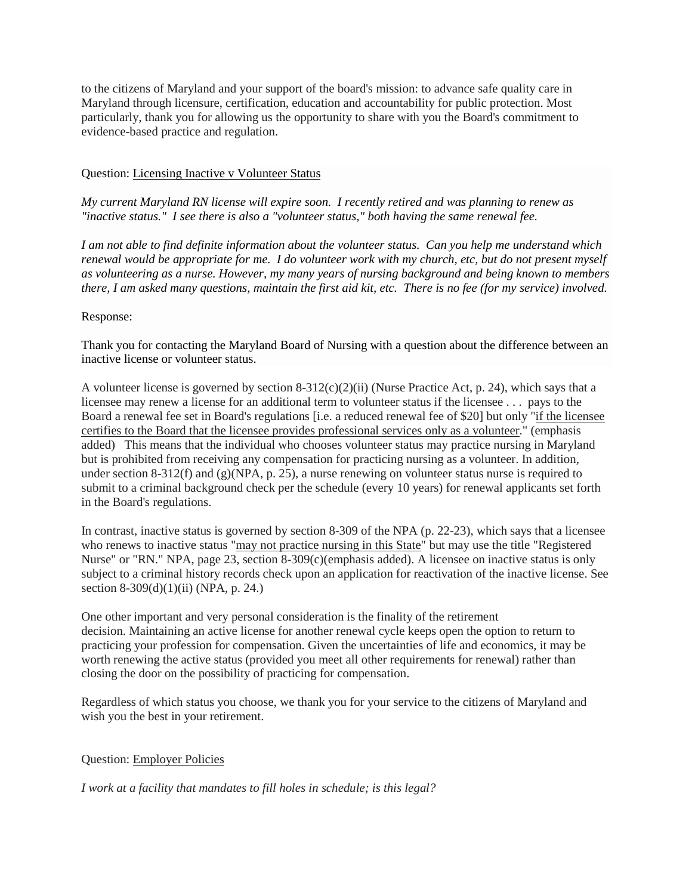to the citizens of Maryland and your support of the board's mission: to advance safe quality care in Maryland through licensure, certification, education and accountability for public protection. Most particularly, thank you for allowing us the opportunity to share with you the Board's commitment to evidence-based practice and regulation.

Question: <u>Licensing Inactive v Volunteer Status</u>

*My current Maryland RN license will expire soon. I recently retired and was planning to renew as "inactive status." I see there is also a "volunteer status," both having the same renewal fee.*

*I am not able to find definite information about the volunteer status. Can you help me understand which renewal would be appropriate for me. I do volunteer work with my church, etc, but do not present myself as volunteering as a nurse. However, my many years of nursing background and being known to members there, I am asked many questions, maintain the first aid kit, etc. There is no fee (for my service) involved.*

Response:

Thank you for contacting the Maryland Board of Nursing with a question about the difference between an inactive license or volunteer status.

A volunteer license is governed by section 8-312(c)(2)(ii) (Nurse Practice Act, p. 24), which says that a licensee may renew a license for an additional term to volunteer status if the licensee . . . pays to the Board a renewal fee set in Board's regulations [i.e. a reduced renewal fee of $20] but only "<u>if the licensee certifies to the Board that the licensee provides professional services only as a volunteer</u>." (emphasis added) This means that the individual who chooses volunteer status may practice nursing in Maryland but is prohibited from receiving any compensation for practicing nursing as a volunteer. In addition, under section 8-312(f) and (g)(NPA, p. 25), a nurse renewing on volunteer status nurse is required to submit to a criminal background check per the schedule (every 10 years) for renewal applicants set forth in the Board's regulations.

In contrast, inactive status is governed by section 8-309 of the NPA (p. 22-23), which says that a licensee who renews to inactive status "<u>may not practice nursing in this State</u>" but may use the title "Registered Nurse" or "RN." NPA, page 23, section 8-309(c)(emphasis added). A licensee on inactive status is only subject to a criminal history records check upon an application for reactivation of the inactive license. See section 8-309(d)(1)(ii) (NPA, p. 24.)

One other important and very personal consideration is the finality of the retirement decision. Maintaining an active license for another renewal cycle keeps open the option to return to practicing your profession for compensation. Given the uncertainties of life and economics, it may be worth renewing the active status (provided you meet all other requirements for renewal) rather than closing the door on the possibility of practicing for compensation.

Regardless of which status you choose, we thank you for your service to the citizens of Maryland and wish you the best in your retirement.

Question: <u>Employer Policies</u>

*I work at a facility that mandates to fill holes in schedule; is this legal?*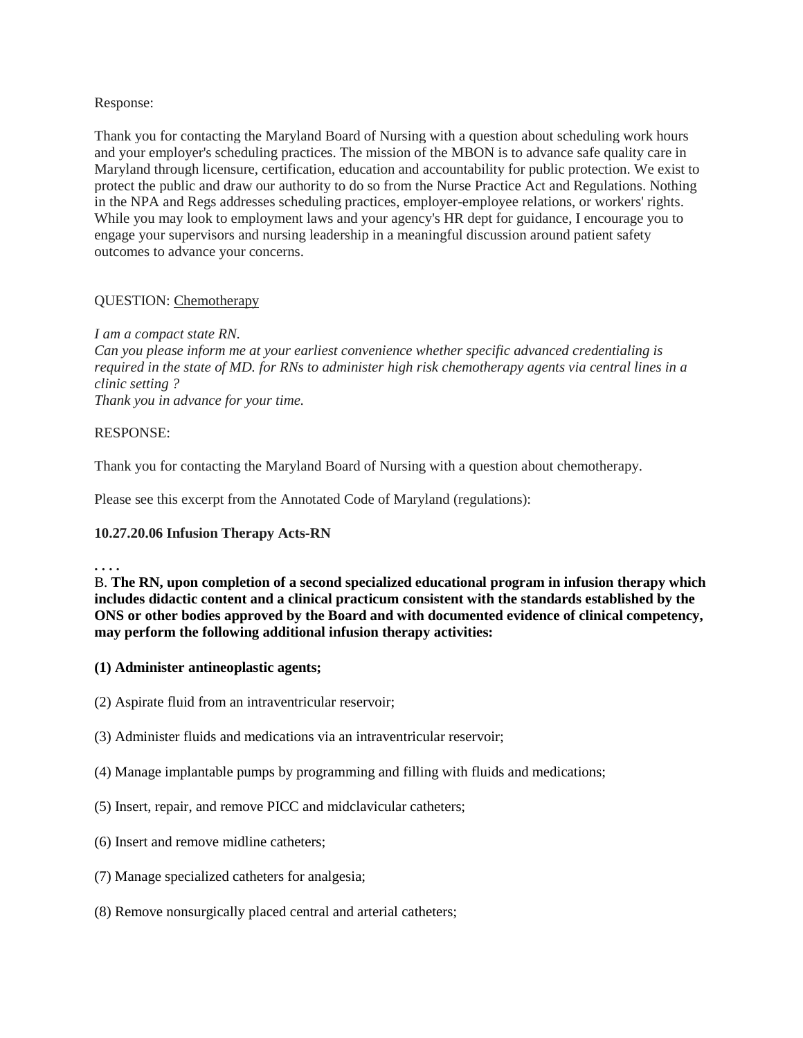Response:

Thank you for contacting the Maryland Board of Nursing with a question about scheduling work hours and your employer's scheduling practices. The mission of the MBON is to advance safe quality care in Maryland through licensure, certification, education and accountability for public protection. We exist to protect the public and draw our authority to do so from the Nurse Practice Act and Regulations. Nothing in the NPA and Regs addresses scheduling practices, employer-employee relations, or workers' rights. While you may look to employment laws and your agency's HR dept for guidance, I encourage you to engage your supervisors and nursing leadership in a meaningful discussion around patient safety outcomes to advance your concerns.

QUESTION: Chemotherapy

*I am a compact state RN.*
*Can you please inform me at your earliest convenience whether specific advanced credentialing is required in the state of MD. for RNs to administer high risk chemotherapy agents via central lines in a clinic setting ?*
*Thank you in advance for your time.*

RESPONSE:

Thank you for contacting the Maryland Board of Nursing with a question about chemotherapy.

Please see this excerpt from the Annotated Code of Maryland (regulations):

**10.27.20.06 Infusion Therapy Acts-RN**

**. . . .**

B. **The RN, upon completion of a second specialized educational program in infusion therapy which includes didactic content and a clinical practicum consistent with the standards established by the ONS or other bodies approved by the Board and with documented evidence of clinical competency, may perform the following additional infusion therapy activities:**

**(1) Administer antineoplastic agents;**

(2) Aspirate fluid from an intraventricular reservoir;

(3) Administer fluids and medications via an intraventricular reservoir;

(4) Manage implantable pumps by programming and filling with fluids and medications;

(5) Insert, repair, and remove PICC and midclavicular catheters;

(6) Insert and remove midline catheters;

(7) Manage specialized catheters for analgesia;

(8) Remove nonsurgically placed central and arterial catheters;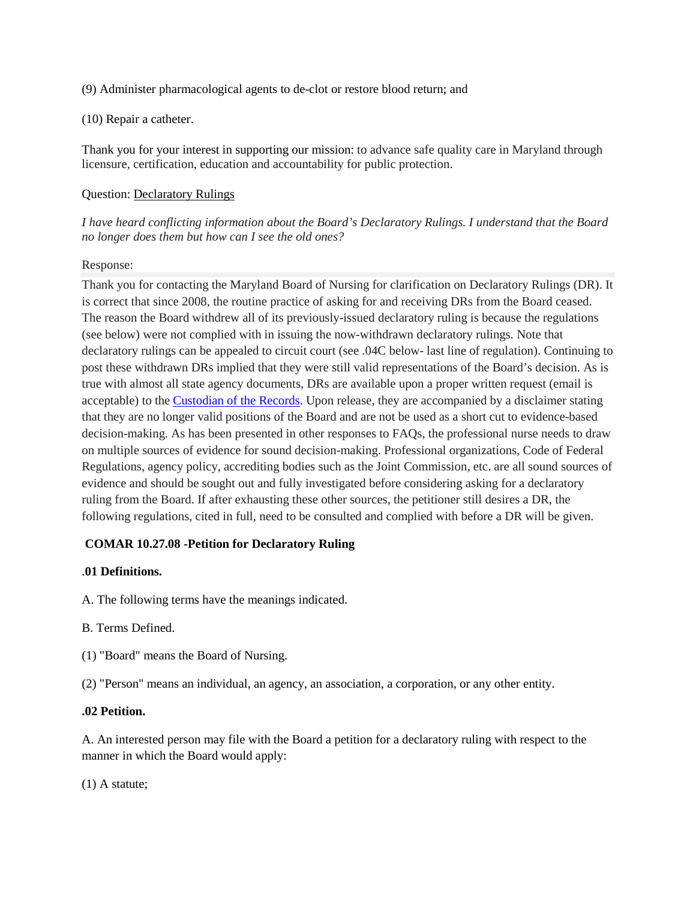(9) Administer pharmacological agents to de-clot or restore blood return; and

(10) Repair a catheter.

Thank you for your interest in supporting our mission: to advance safe quality care in Maryland through licensure, certification, education and accountability for public protection.

Question: Declaratory Rulings

*I have heard conflicting information about the Board's Declaratory Rulings. I understand that the Board no longer does them but how can I see the old ones?*

Response:

Thank you for contacting the Maryland Board of Nursing for clarification on Declaratory Rulings (DR). It is correct that since 2008, the routine practice of asking for and receiving DRs from the Board ceased. The reason the Board withdrew all of its previously-issued declaratory ruling is because the regulations (see below) were not complied with in issuing the now-withdrawn declaratory rulings. Note that declaratory rulings can be appealed to circuit court (see .04C below- last line of regulation). Continuing to post these withdrawn DRs implied that they were still valid representations of the Board's decision. As is true with almost all state agency documents, DRs are available upon a proper written request (email is acceptable) to the Custodian of the Records. Upon release, they are accompanied by a disclaimer stating that they are no longer valid positions of the Board and are not be used as a short cut to evidence-based decision-making. As has been presented in other responses to FAQs, the professional nurse needs to draw on multiple sources of evidence for sound decision-making. Professional organizations, Code of Federal Regulations, agency policy, accrediting bodies such as the Joint Commission, etc. are all sound sources of evidence and should be sought out and fully investigated before considering asking for a declaratory ruling from the Board. If after exhausting these other sources, the petitioner still desires a DR, the following regulations, cited in full, need to be consulted and complied with before a DR will be given.

**COMAR 10.27.08 -Petition for Declaratory Ruling**

.**01 Definitions.**

A. The following terms have the meanings indicated.

B. Terms Defined.

(1) "Board" means the Board of Nursing.

(2) "Person" means an individual, an agency, an association, a corporation, or any other entity.

**.02 Petition.**

A. An interested person may file with the Board a petition for a declaratory ruling with respect to the manner in which the Board would apply:

(1) A statute;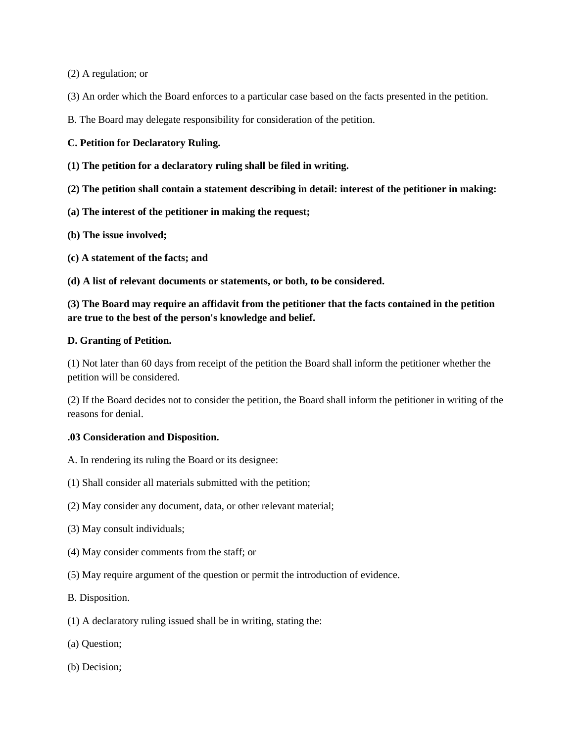(2) A regulation; or

(3) An order which the Board enforces to a particular case based on the facts presented in the petition.

B. The Board may delegate responsibility for consideration of the petition.

**C. Petition for Declaratory Ruling.**

**(1) The petition for a declaratory ruling shall be filed in writing.**

**(2) The petition shall contain a statement describing in detail: interest of the petitioner in making:**

**(a) The interest of the petitioner in making the request;**

**(b) The issue involved;**

**(c) A statement of the facts; and**

**(d) A list of relevant documents or statements, or both, to be considered.**

**(3) The Board may require an affidavit from the petitioner that the facts contained in the petition are true to the best of the person's knowledge and belief.**

**D. Granting of Petition.**

(1) Not later than 60 days from receipt of the petition the Board shall inform the petitioner whether the petition will be considered.

(2) If the Board decides not to consider the petition, the Board shall inform the petitioner in writing of the reasons for denial.

**.03 Consideration and Disposition.**

A. In rendering its ruling the Board or its designee:

(1) Shall consider all materials submitted with the petition;

(2) May consider any document, data, or other relevant material;

(3) May consult individuals;

(4) May consider comments from the staff; or

(5) May require argument of the question or permit the introduction of evidence.

B. Disposition.

(1) A declaratory ruling issued shall be in writing, stating the:

(a) Question;

(b) Decision;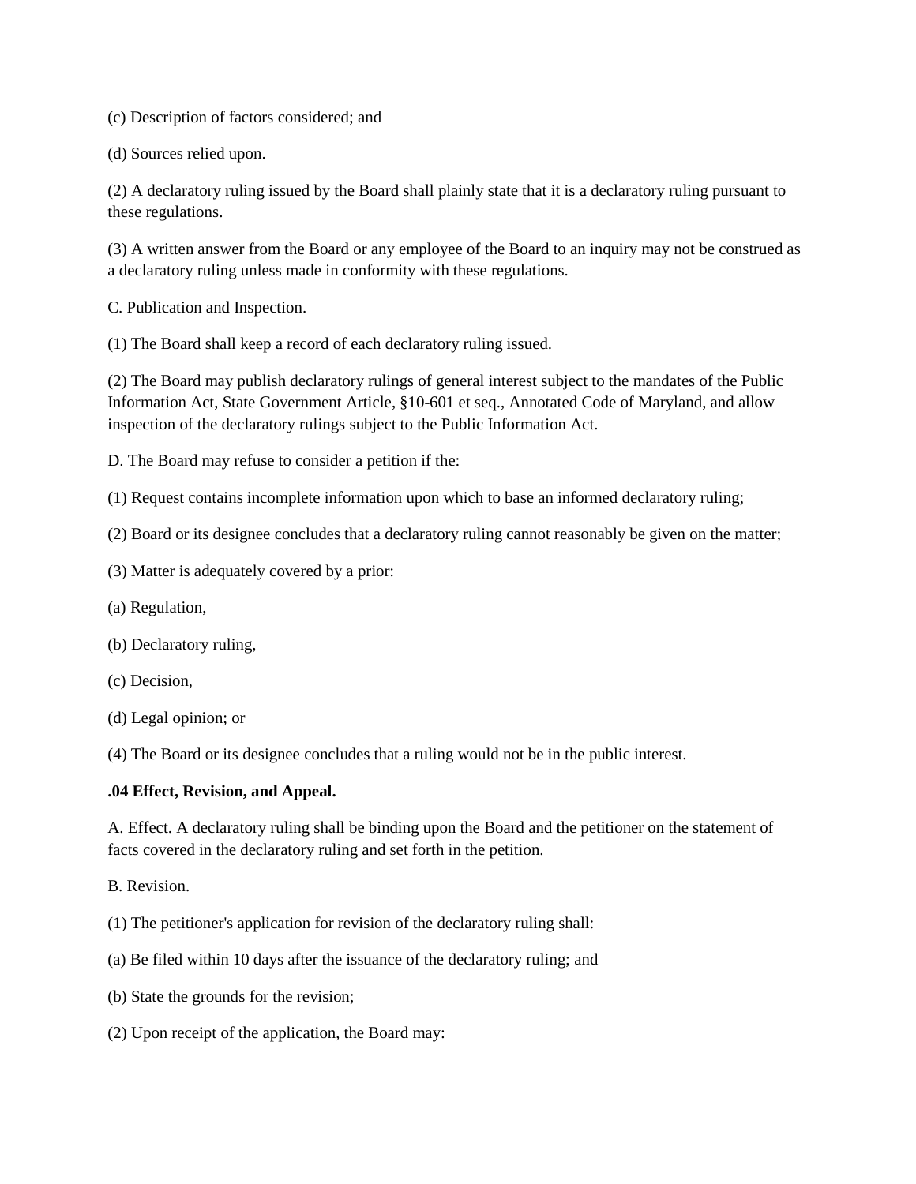(c) Description of factors considered; and

(d) Sources relied upon.

(2) A declaratory ruling issued by the Board shall plainly state that it is a declaratory ruling pursuant to these regulations.

(3) A written answer from the Board or any employee of the Board to an inquiry may not be construed as a declaratory ruling unless made in conformity with these regulations.

C. Publication and Inspection.

(1) The Board shall keep a record of each declaratory ruling issued.

(2) The Board may publish declaratory rulings of general interest subject to the mandates of the Public Information Act, State Government Article, §10-601 et seq., Annotated Code of Maryland, and allow inspection of the declaratory rulings subject to the Public Information Act.

D. The Board may refuse to consider a petition if the:

(1) Request contains incomplete information upon which to base an informed declaratory ruling;

(2) Board or its designee concludes that a declaratory ruling cannot reasonably be given on the matter;

(3) Matter is adequately covered by a prior:

(a) Regulation,

(b) Declaratory ruling,

(c) Decision,

(d) Legal opinion; or

(4) The Board or its designee concludes that a ruling would not be in the public interest.

**.04 Effect, Revision, and Appeal.**

A. Effect. A declaratory ruling shall be binding upon the Board and the petitioner on the statement of facts covered in the declaratory ruling and set forth in the petition.

B. Revision.

(1) The petitioner's application for revision of the declaratory ruling shall:

(a) Be filed within 10 days after the issuance of the declaratory ruling; and

(b) State the grounds for the revision;

(2) Upon receipt of the application, the Board may: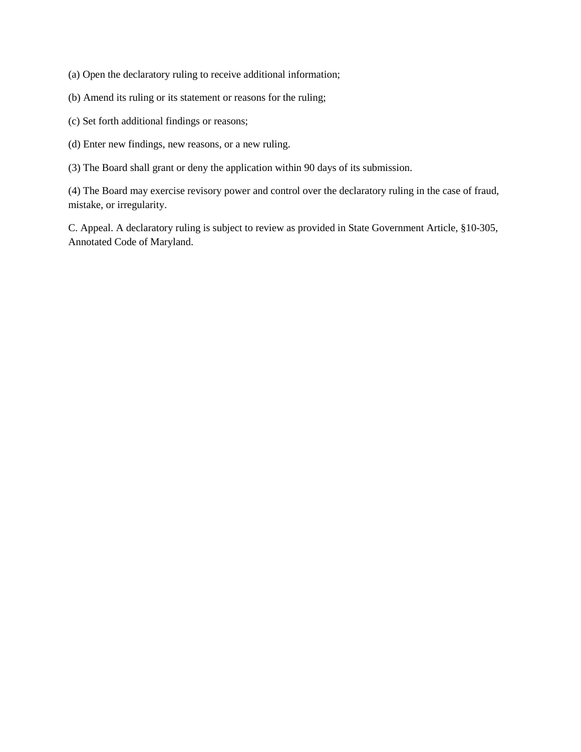(a) Open the declaratory ruling to receive additional information;

(b) Amend its ruling or its statement or reasons for the ruling;

(c) Set forth additional findings or reasons;

(d) Enter new findings, new reasons, or a new ruling.

(3) The Board shall grant or deny the application within 90 days of its submission.

(4) The Board may exercise revisory power and control over the declaratory ruling in the case of fraud, mistake, or irregularity.

C. Appeal. A declaratory ruling is subject to review as provided in State Government Article, §10-305, Annotated Code of Maryland.